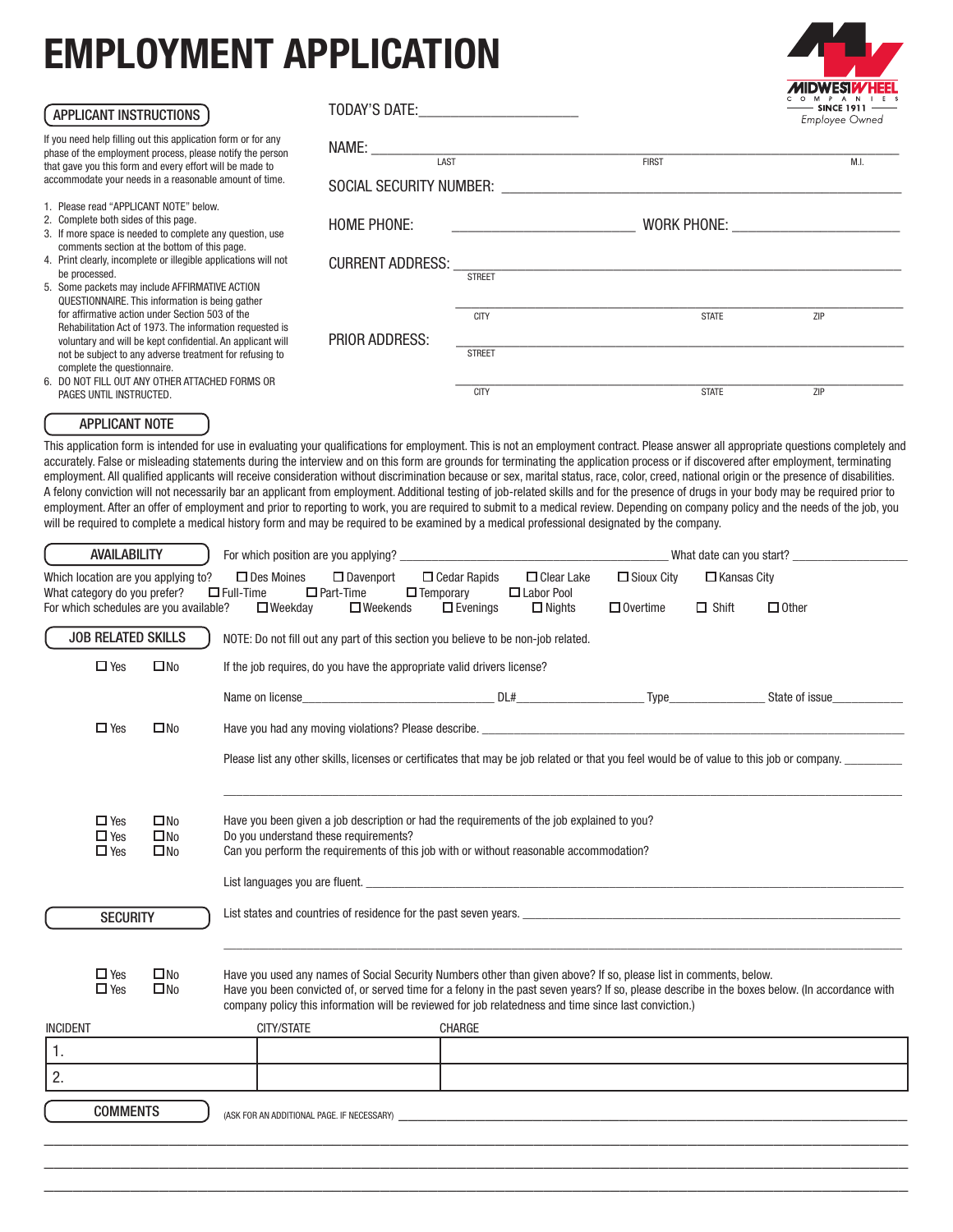# EMPLOYMENT APPLICATION

MIDWEST WHEEL COMPANIES — SINCE 1911 — *Employee Owned*

## APPLICANT INSTRUCTIONS

If you need help filling out this application form or for any phase of the employment process, please notify the person that gave you this form and every effort will be made to accommodate your needs in a reasonable amount of time.

1. Please read "APPLICANT NOTE" below.
2. Complete both sides of this page.
3. If more space is needed to complete any question, use comments section at the bottom of this page.
4. Print clearly, incomplete or illegible applications will not be processed.
5. Some packets may include AFFIRMATIVE ACTION QUESTIONNAIRE. This information is being gather for affirmative action under Section 503 of the Rehabilitation Act of 1973. The information requested is voluntary and will be kept confidential. An applicant will not be subject to any adverse treatment for refusing to complete the questionnaire.
6. DO NOT FILL OUT ANY OTHER ATTACHED FORMS OR PAGES UNTIL INSTRUCTED.

TODAY'S DATE: ____________________

NAME: ______________________________________________
LAST FIRST M.I.

SOCIAL SECURITY NUMBER: ______________________________

HOME PHONE: ____________________ WORK PHONE: ____________________

CURRENT ADDRESS: ______________________________________
STREET
______________________________________
CITY STATE ZIP

PRIOR ADDRESS: ______________________________________
STREET
______________________________________
CITY STATE ZIP

## APPLICANT NOTE

This application form is intended for use in evaluating your qualifications for employment. This is not an employment contract. Please answer all appropriate questions completely and accurately. False or misleading statements during the interview and on this form are grounds for terminating the application process or if discovered after employment, terminating employment. All qualified applicants will receive consideration without discrimination because or sex, marital status, race, color, creed, national origin or the presence of disabilities. A felony conviction will not necessarily bar an applicant from employment. Additional testing of job-related skills and for the presence of drugs in your body may be required prior to employment. After an offer of employment and prior to reporting to work, you are required to submit to a medical review. Depending on company policy and the needs of the job, you will be required to complete a medical history form and may be required to be examined by a medical professional designated by the company.

## AVAILABILITY

For which position are you applying? ____________________ What date can you start? ____________

Which location are you applying to? ☐ Des Moines ☐ Davenport ☐ Cedar Rapids ☐ Clear Lake ☐ Sioux City ☐ Kansas City

What category do you prefer? ☐ Full-Time ☐ Part-Time ☐ Temporary ☐ Labor Pool

For which schedules are you available? ☐ Weekday ☐ Weekends ☐ Evenings ☐ Nights ☐ Overtime ☐ Shift ☐ Other

## JOB RELATED SKILLS

NOTE: Do not fill out any part of this section you believe to be non-job related.

☐ Yes ☐ No If the job requires, do you have the appropriate valid drivers license?

Name on license____________________ DL#____________ Type__________ State of issue________

☐ Yes ☐ No Have you had any moving violations? Please describe. ______________________________

Please list any other skills, licenses or certificates that may be job related or that you feel would be of value to this job or company. ________

______________________________________________________________

☐ Yes ☐ No Have you been given a job description or had the requirements of the job explained to you?
☐ Yes ☐ No Do you understand these requirements?
☐ Yes ☐ No Can you perform the requirements of this job with or without reasonable accommodation?

List languages you are fluent. ______________________________________________

## SECURITY

List states and countries of residence for the past seven years. ______________________________

______________________________________________________________

☐ Yes ☐ No Have you used any names of Social Security Numbers other than given above? If so, please list in comments, below.
☐ Yes ☐ No Have you been convicted of, or served time for a felony in the past seven years? If so, please describe in the boxes below. (In accordance with company policy this information will be reviewed for job relatedness and time since last conviction.)

| INCIDENT | CITY/STATE | CHARGE |
|---|---|---|
| 1. | | |
| 2. | | |

## COMMENTS

(ASK FOR AN ADDITIONAL PAGE. IF NECESSARY) ______________________________

______________________________________________________________

______________________________________________________________

______________________________________________________________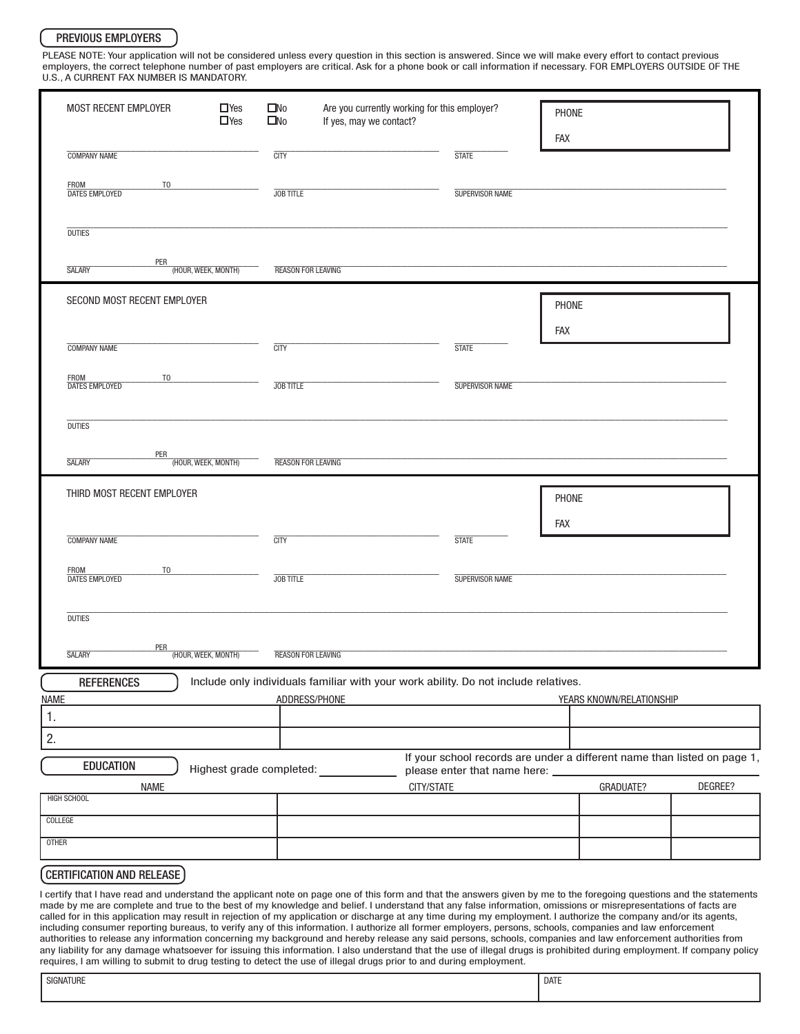## PREVIOUS EMPLOYERS

PLEASE NOTE: Your application will not be considered unless every question in this section is answered. Since we will make every effort to contact previous employers, the correct telephone number of past employers are critical. Ask for a phone book or call information if necessary. FOR EMPLOYERS OUTSIDE OF THE U.S., A CURRENT FAX NUMBER IS MANDATORY.

MOST RECENT EMPLOYER

☐Yes ☐No Are you currently working for this employer?

☐Yes ☐No If yes, may we contact?

PHONE

FAX

COMPANY NAME ______ CITY ______ STATE ______

FROM ______ TO ______ DATES EMPLOYED ______ JOB TITLE ______ SUPERVISOR NAME ______

DUTIES ______

SALARY ______ PER ______ (HOUR, WEEK, MONTH) REASON FOR LEAVING ______

SECOND MOST RECENT EMPLOYER

PHONE

FAX

COMPANY NAME ______ CITY ______ STATE ______

FROM ______ TO ______ DATES EMPLOYED ______ JOB TITLE ______ SUPERVISOR NAME ______

DUTIES ______

SALARY ______ PER ______ (HOUR, WEEK, MONTH) REASON FOR LEAVING ______

THIRD MOST RECENT EMPLOYER

PHONE

FAX

COMPANY NAME ______ CITY ______ STATE ______

FROM ______ TO ______ DATES EMPLOYED ______ JOB TITLE ______ SUPERVISOR NAME ______

DUTIES ______

SALARY ______ PER ______ (HOUR, WEEK, MONTH) REASON FOR LEAVING ______

## REFERENCES

Include only individuals familiar with your work ability. Do not include relatives.

| NAME | ADDRESS/PHONE | YEARS KNOWN/RELATIONSHIP |
|---|---|---|
| 1. | | |
| 2. | | |

## EDUCATION

Highest grade completed: ______

If your school records are under a different name than listed on page 1, please enter that name here: ______

| NAME | CITY/STATE | GRADUATE? | DEGREE? |
|---|---|---|---|
| HIGH SCHOOL | | | |
| COLLEGE | | | |
| OTHER | | | |

## CERTIFICATION AND RELEASE

I certify that I have read and understand the applicant note on page one of this form and that the answers given by me to the foregoing questions and the statements made by me are complete and true to the best of my knowledge and belief. I understand that any false information, omissions or misrepresentations of facts are called for in this application may result in rejection of my application or discharge at any time during my employment. I authorize the company and/or its agents, including consumer reporting bureaus, to verify any of this information. I authorize all former employers, persons, schools, companies and law enforcement authorities to release any information concerning my background and hereby release any said persons, schools, companies and law enforcement authorities from any liability for any damage whatsoever for issuing this information. I also understand that the use of illegal drugs is prohibited during employment. If company policy requires, I am willing to submit to drug testing to detect the use of illegal drugs prior to and during employment.

| SIGNATURE | DATE |
|---|---|
| | |